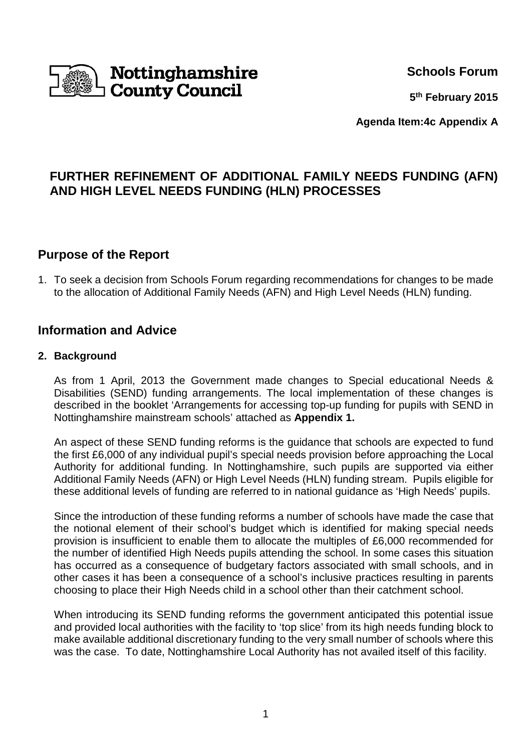Nottinghamshire County Council

**Schools Forum**

**5th February 2015**

**Agenda Item:4c Appendix A**

# FURTHER REFINEMENT OF ADDITIONAL FAMILY NEEDS FUNDING (AFN) AND HIGH LEVEL NEEDS FUNDING (HLN) PROCESSES

## Purpose of the Report

1. To seek a decision from Schools Forum regarding recommendations for changes to be made to the allocation of Additional Family Needs (AFN) and High Level Needs (HLN) funding.

## Information and Advice

### 2. Background

As from 1 April, 2013 the Government made changes to Special educational Needs & Disabilities (SEND) funding arrangements. The local implementation of these changes is described in the booklet 'Arrangements for accessing top-up funding for pupils with SEND in Nottinghamshire mainstream schools' attached as **Appendix 1.**

An aspect of these SEND funding reforms is the guidance that schools are expected to fund the first £6,000 of any individual pupil's special needs provision before approaching the Local Authority for additional funding. In Nottinghamshire, such pupils are supported via either Additional Family Needs (AFN) or High Level Needs (HLN) funding stream. Pupils eligible for these additional levels of funding are referred to in national guidance as 'High Needs' pupils.

Since the introduction of these funding reforms a number of schools have made the case that the notional element of their school's budget which is identified for making special needs provision is insufficient to enable them to allocate the multiples of £6,000 recommended for the number of identified High Needs pupils attending the school. In some cases this situation has occurred as a consequence of budgetary factors associated with small schools, and in other cases it has been a consequence of a school's inclusive practices resulting in parents choosing to place their High Needs child in a school other than their catchment school.

When introducing its SEND funding reforms the government anticipated this potential issue and provided local authorities with the facility to 'top slice' from its high needs funding block to make available additional discretionary funding to the very small number of schools where this was the case. To date, Nottinghamshire Local Authority has not availed itself of this facility.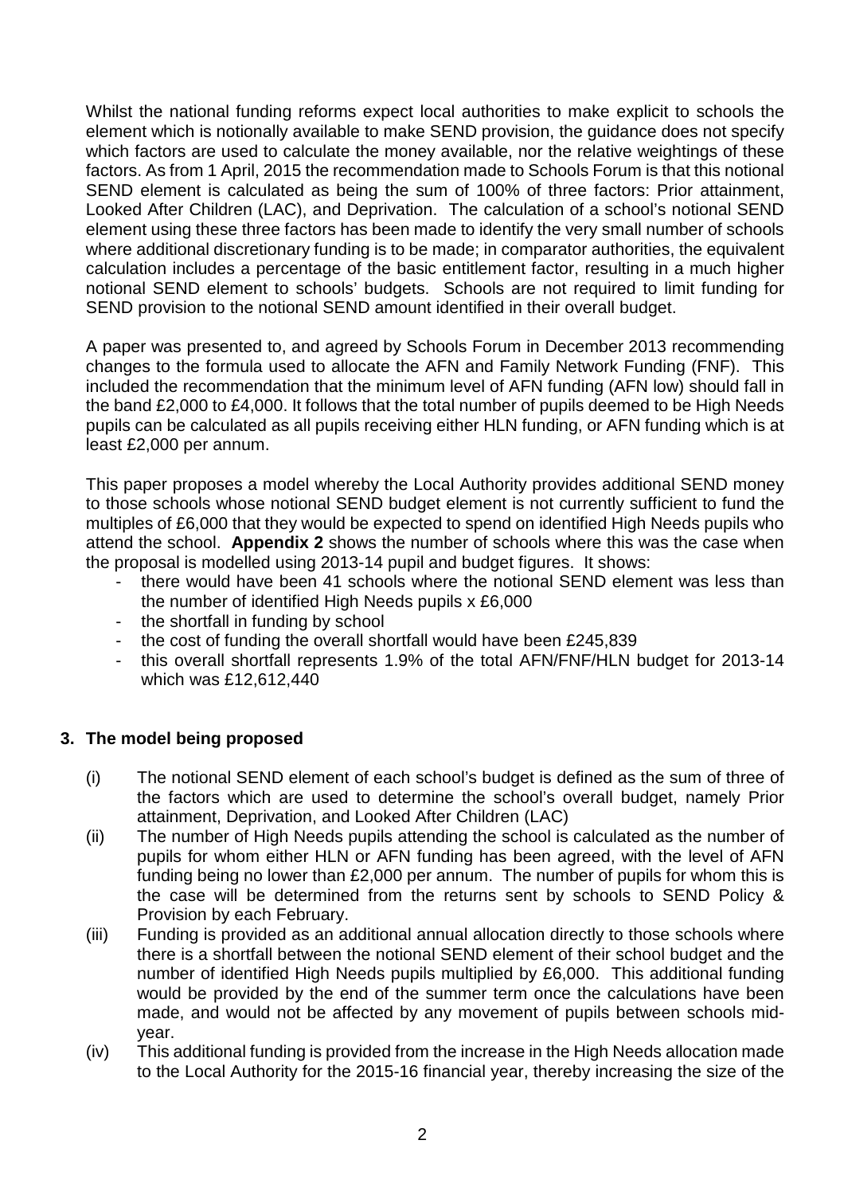Whilst the national funding reforms expect local authorities to make explicit to schools the element which is notionally available to make SEND provision, the guidance does not specify which factors are used to calculate the money available, nor the relative weightings of these factors. As from 1 April, 2015 the recommendation made to Schools Forum is that this notional SEND element is calculated as being the sum of 100% of three factors: Prior attainment, Looked After Children (LAC), and Deprivation. The calculation of a school's notional SEND element using these three factors has been made to identify the very small number of schools where additional discretionary funding is to be made; in comparator authorities, the equivalent calculation includes a percentage of the basic entitlement factor, resulting in a much higher notional SEND element to schools' budgets. Schools are not required to limit funding for SEND provision to the notional SEND amount identified in their overall budget.

A paper was presented to, and agreed by Schools Forum in December 2013 recommending changes to the formula used to allocate the AFN and Family Network Funding (FNF). This included the recommendation that the minimum level of AFN funding (AFN low) should fall in the band £2,000 to £4,000. It follows that the total number of pupils deemed to be High Needs pupils can be calculated as all pupils receiving either HLN funding, or AFN funding which is at least £2,000 per annum.

This paper proposes a model whereby the Local Authority provides additional SEND money to those schools whose notional SEND budget element is not currently sufficient to fund the multiples of £6,000 that they would be expected to spend on identified High Needs pupils who attend the school. **Appendix 2** shows the number of schools where this was the case when the proposal is modelled using 2013-14 pupil and budget figures. It shows:

- there would have been 41 schools where the notional SEND element was less than the number of identified High Needs pupils x £6,000
- the shortfall in funding by school
- the cost of funding the overall shortfall would have been £245,839
- this overall shortfall represents 1.9% of the total AFN/FNF/HLN budget for 2013-14 which was £12,612,440

## 3. The model being proposed

(i) The notional SEND element of each school's budget is defined as the sum of three of the factors which are used to determine the school's overall budget, namely Prior attainment, Deprivation, and Looked After Children (LAC)

(ii) The number of High Needs pupils attending the school is calculated as the number of pupils for whom either HLN or AFN funding has been agreed, with the level of AFN funding being no lower than £2,000 per annum. The number of pupils for whom this is the case will be determined from the returns sent by schools to SEND Policy & Provision by each February.

(iii) Funding is provided as an additional annual allocation directly to those schools where there is a shortfall between the notional SEND element of their school budget and the number of identified High Needs pupils multiplied by £6,000. This additional funding would be provided by the end of the summer term once the calculations have been made, and would not be affected by any movement of pupils between schools mid-year.

(iv) This additional funding is provided from the increase in the High Needs allocation made to the Local Authority for the 2015-16 financial year, thereby increasing the size of the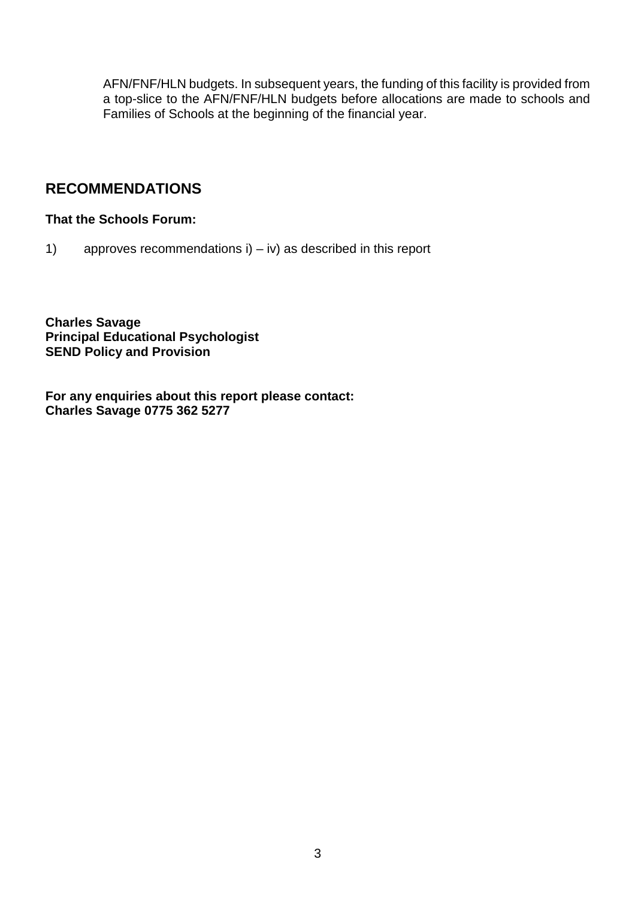AFN/FNF/HLN budgets. In subsequent years, the funding of this facility is provided from a top-slice to the AFN/FNF/HLN budgets before allocations are made to schools and Families of Schools at the beginning of the financial year.

## RECOMMENDATIONS

**That the Schools Forum:**

1) approves recommendations i) – iv) as described in this report

**Charles Savage**
**Principal Educational Psychologist**
**SEND Policy and Provision**

**For any enquiries about this report please contact:**
**Charles Savage 0775 362 5277**